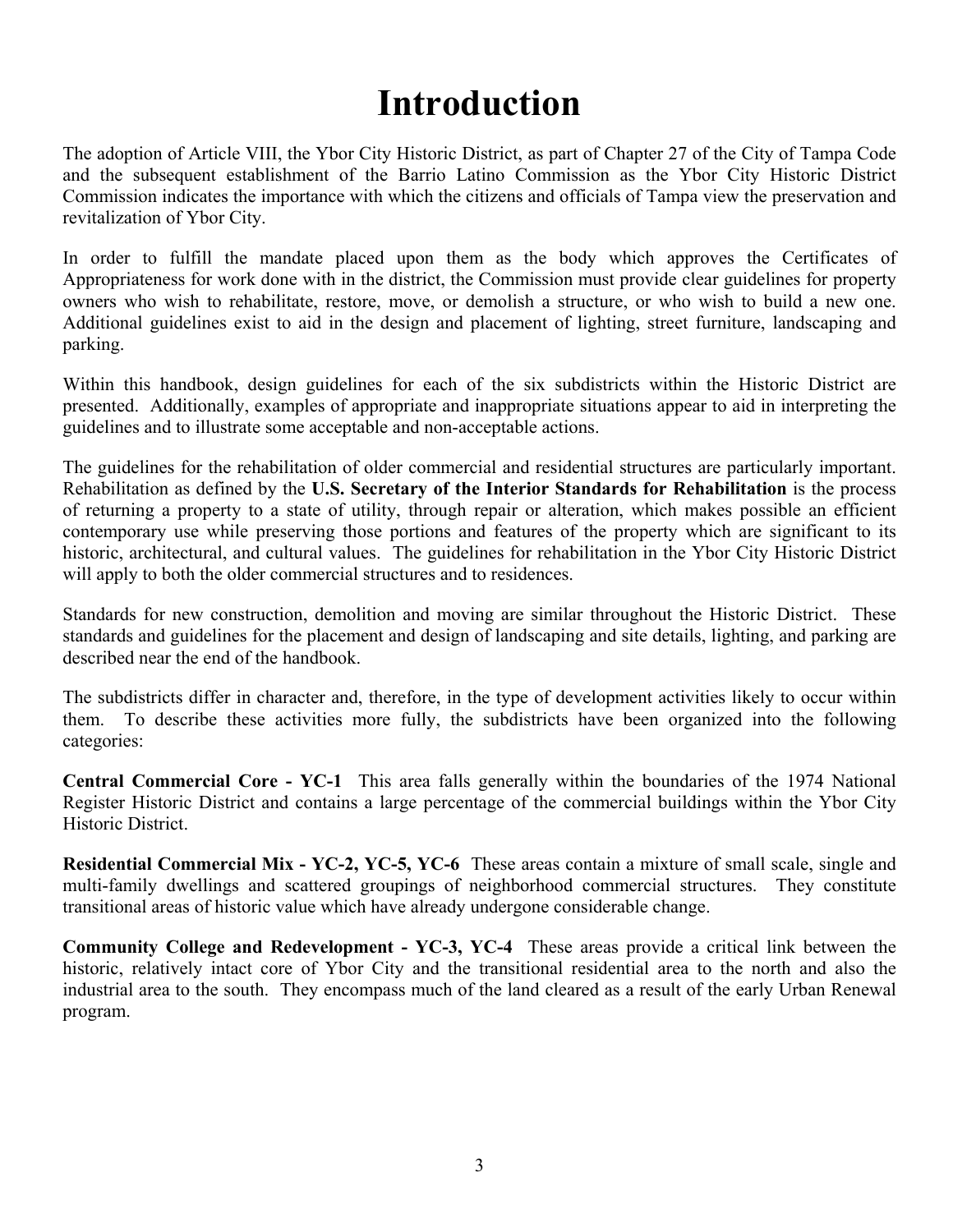# Introduction

The adoption of Article VIII, the Ybor City Historic District, as part of Chapter 27 of the City of Tampa Code and the subsequent establishment of the Barrio Latino Commission as the Ybor City Historic District Commission indicates the importance with which the citizens and officials of Tampa view the preservation and revitalization of Ybor City.

In order to fulfill the mandate placed upon them as the body which approves the Certificates of Appropriateness for work done with in the district, the Commission must provide clear guidelines for property owners who wish to rehabilitate, restore, move, or demolish a structure, or who wish to build a new one. Additional guidelines exist to aid in the design and placement of lighting, street furniture, landscaping and parking.

Within this handbook, design guidelines for each of the six subdistricts within the Historic District are presented. Additionally, examples of appropriate and inappropriate situations appear to aid in interpreting the guidelines and to illustrate some acceptable and non-acceptable actions.

The guidelines for the rehabilitation of older commercial and residential structures are particularly important. Rehabilitation as defined by the **U.S. Secretary of the Interior Standards for Rehabilitation** is the process of returning a property to a state of utility, through repair or alteration, which makes possible an efficient contemporary use while preserving those portions and features of the property which are significant to its historic, architectural, and cultural values. The guidelines for rehabilitation in the Ybor City Historic District will apply to both the older commercial structures and to residences.

Standards for new construction, demolition and moving are similar throughout the Historic District. These standards and guidelines for the placement and design of landscaping and site details, lighting, and parking are described near the end of the handbook.

The subdistricts differ in character and, therefore, in the type of development activities likely to occur within them. To describe these activities more fully, the subdistricts have been organized into the following categories:

**Central Commercial Core - YC-1** This area falls generally within the boundaries of the 1974 National Register Historic District and contains a large percentage of the commercial buildings within the Ybor City Historic District.

**Residential Commercial Mix - YC-2, YC-5, YC-6** These areas contain a mixture of small scale, single and multi-family dwellings and scattered groupings of neighborhood commercial structures. They constitute transitional areas of historic value which have already undergone considerable change.

**Community College and Redevelopment - YC-3, YC-4** These areas provide a critical link between the historic, relatively intact core of Ybor City and the transitional residential area to the north and also the industrial area to the south. They encompass much of the land cleared as a result of the early Urban Renewal program.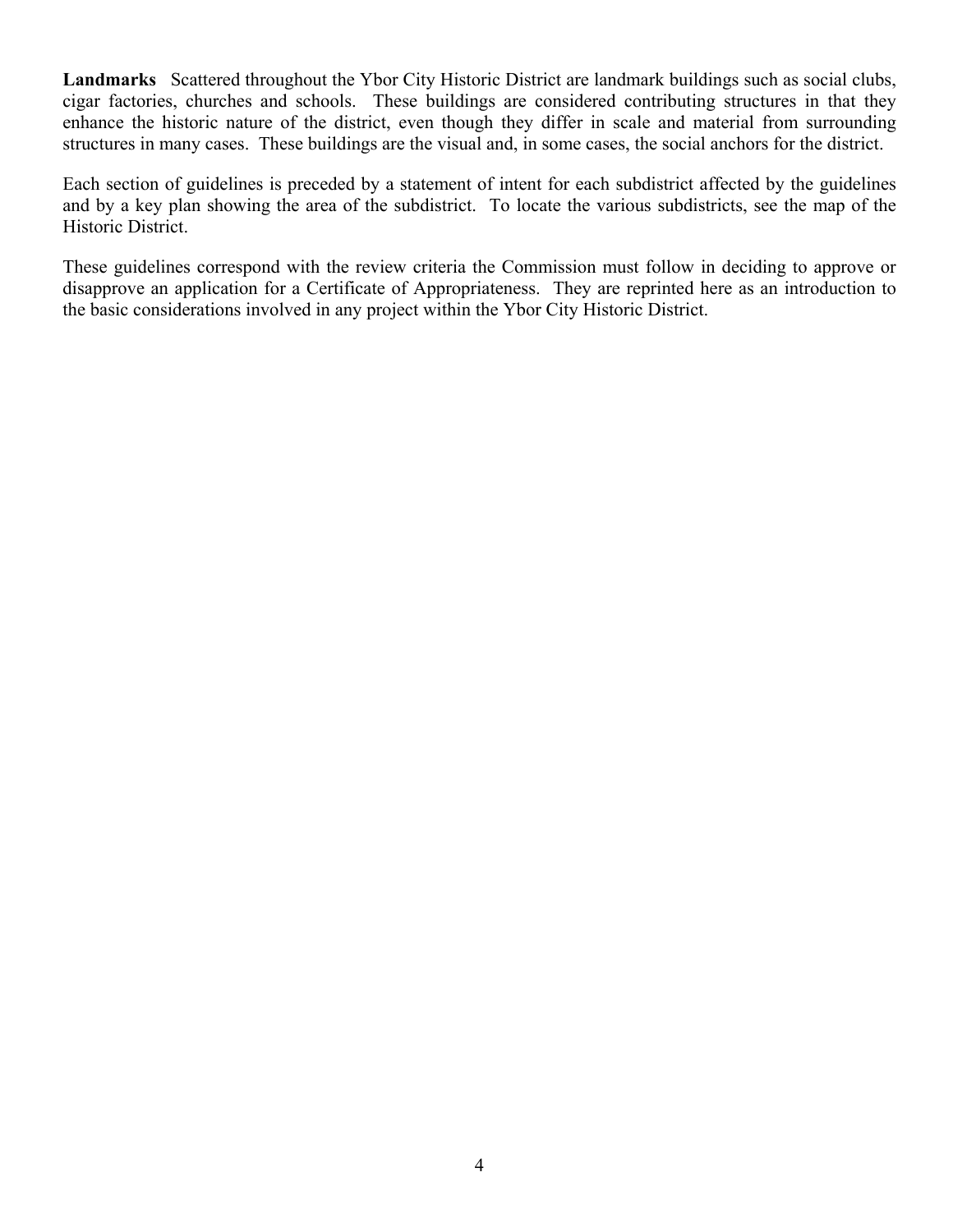**Landmarks** Scattered throughout the Ybor City Historic District are landmark buildings such as social clubs, cigar factories, churches and schools. These buildings are considered contributing structures in that they enhance the historic nature of the district, even though they differ in scale and material from surrounding structures in many cases. These buildings are the visual and, in some cases, the social anchors for the district.

Each section of guidelines is preceded by a statement of intent for each subdistrict affected by the guidelines and by a key plan showing the area of the subdistrict. To locate the various subdistricts, see the map of the Historic District.

These guidelines correspond with the review criteria the Commission must follow in deciding to approve or disapprove an application for a Certificate of Appropriateness. They are reprinted here as an introduction to the basic considerations involved in any project within the Ybor City Historic District.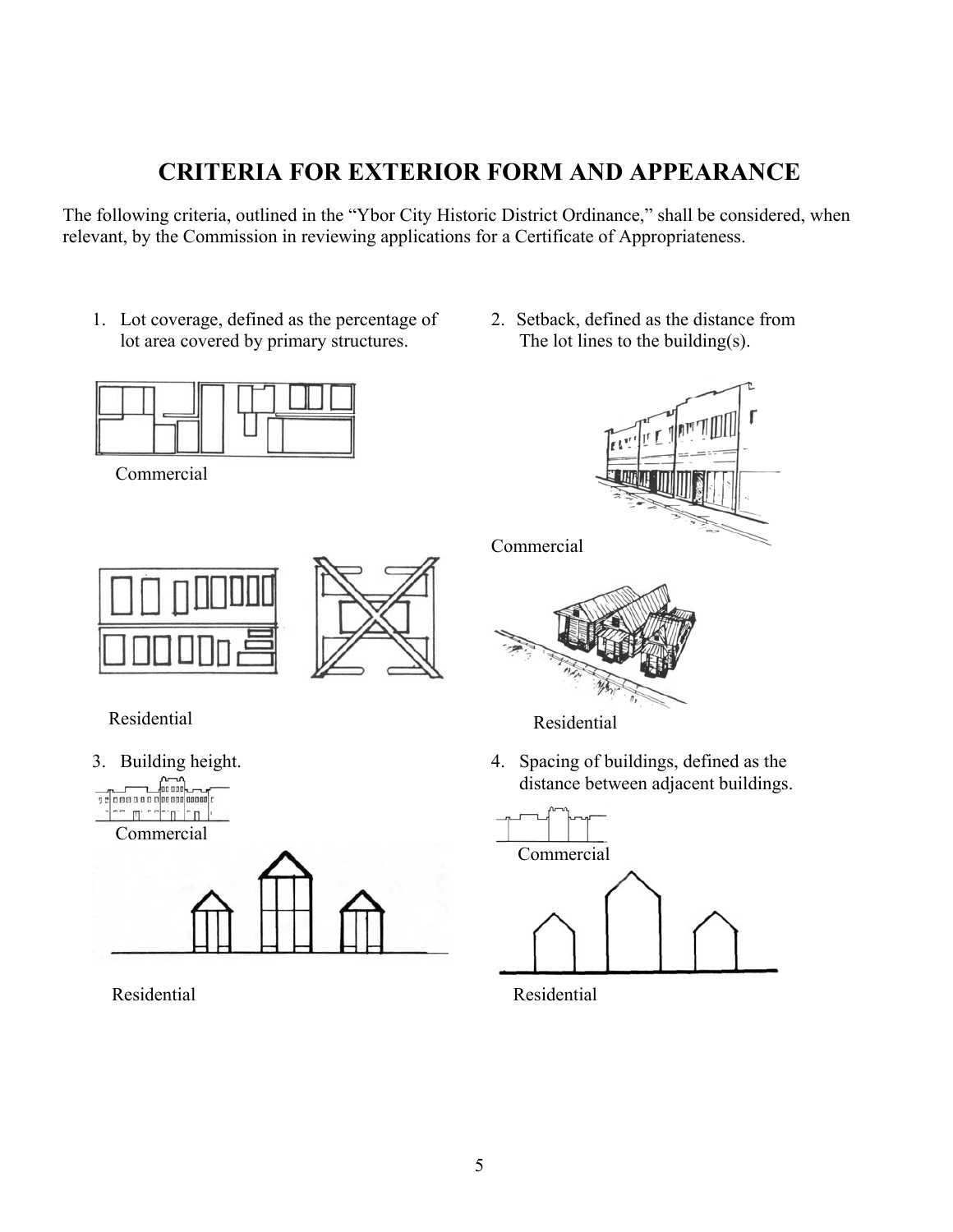# CRITERIA FOR EXTERIOR FORM AND APPEARANCE

The following criteria, outlined in the "Ybor City Historic District Ordinance," shall be considered, when relevant, by the Commission in reviewing applications for a Certificate of Appropriateness.

1. Lot coverage, defined as the percentage of lot area covered by primary structures.

Commercial

Residential

2. Setback, defined as the distance from The lot lines to the building(s).

Commercial

Residential

3. Building height.

Commercial

Residential

4. Spacing of buildings, defined as the distance between adjacent buildings.

Commercial

Residential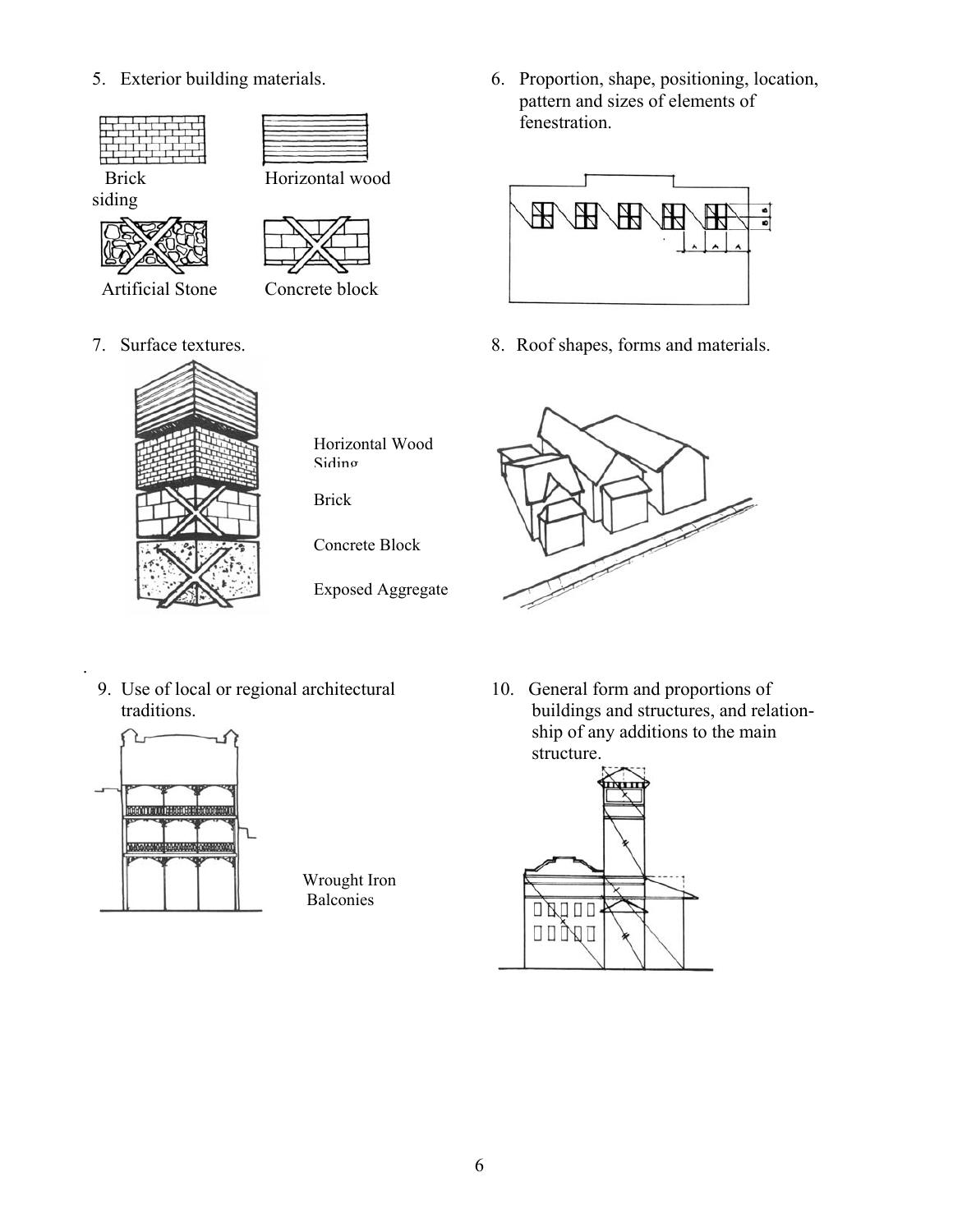5. Exterior building materials.

Brick siding

Horizontal wood

Artificial Stone

Concrete block

6. Proportion, shape, positioning, location, pattern and sizes of elements of fenestration.

7. Surface textures.

Horizontal Wood Siding

Brick

Concrete Block

Exposed Aggregate

8. Roof shapes, forms and materials.

9. Use of local or regional architectural traditions.

Wrought Iron Balconies

10. General form and proportions of buildings and structures, and relationship of any additions to the main structure.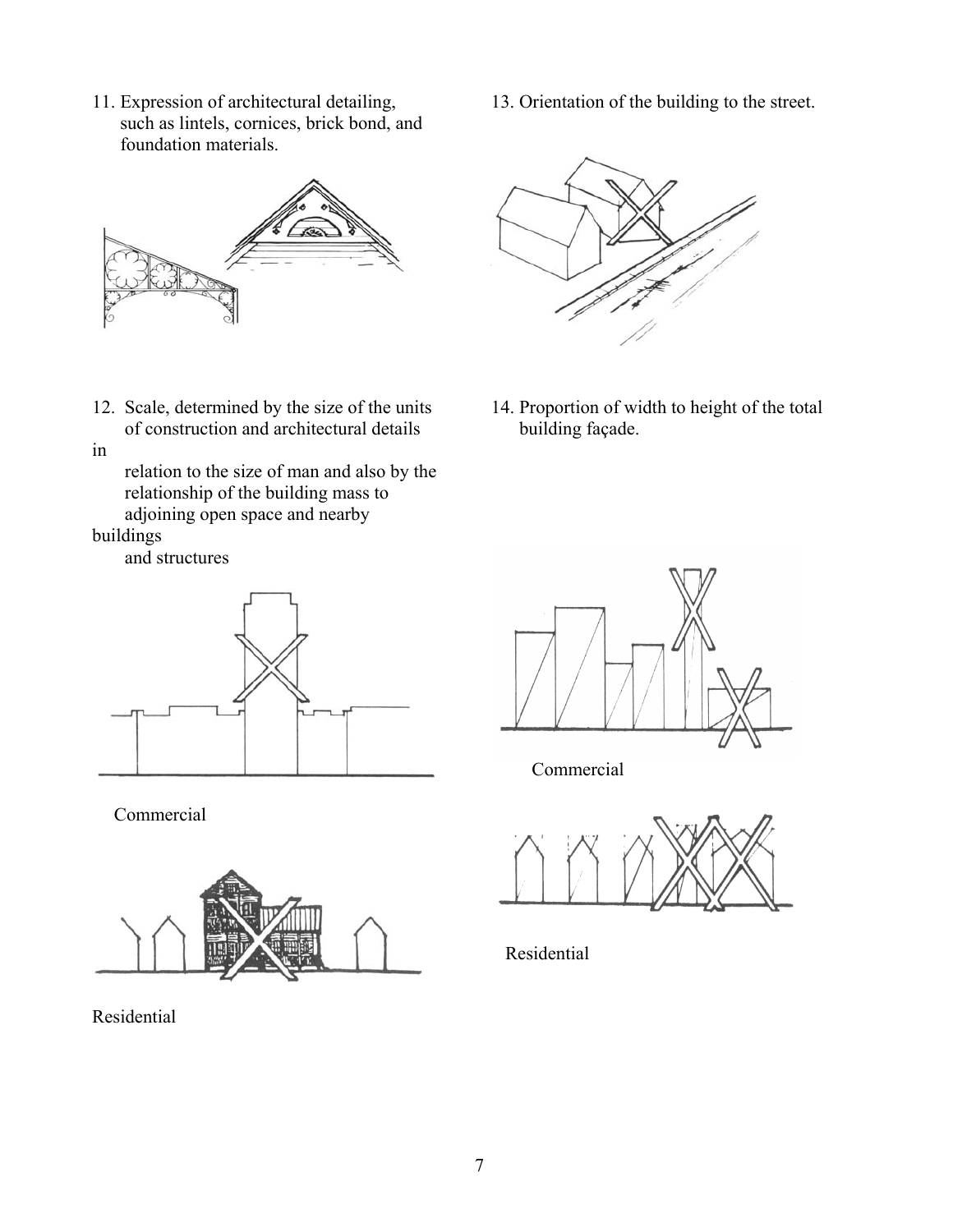11. Expression of architectural detailing, such as lintels, cornices, brick bond, and foundation materials.

12. Scale, determined by the size of the units of construction and architectural details in relation to the size of man and also by the relationship of the building mass to adjoining open space and nearby buildings and structures

Commercial

Residential

13. Orientation of the building to the street.

14. Proportion of width to height of the total building façade.

Commercial

Residential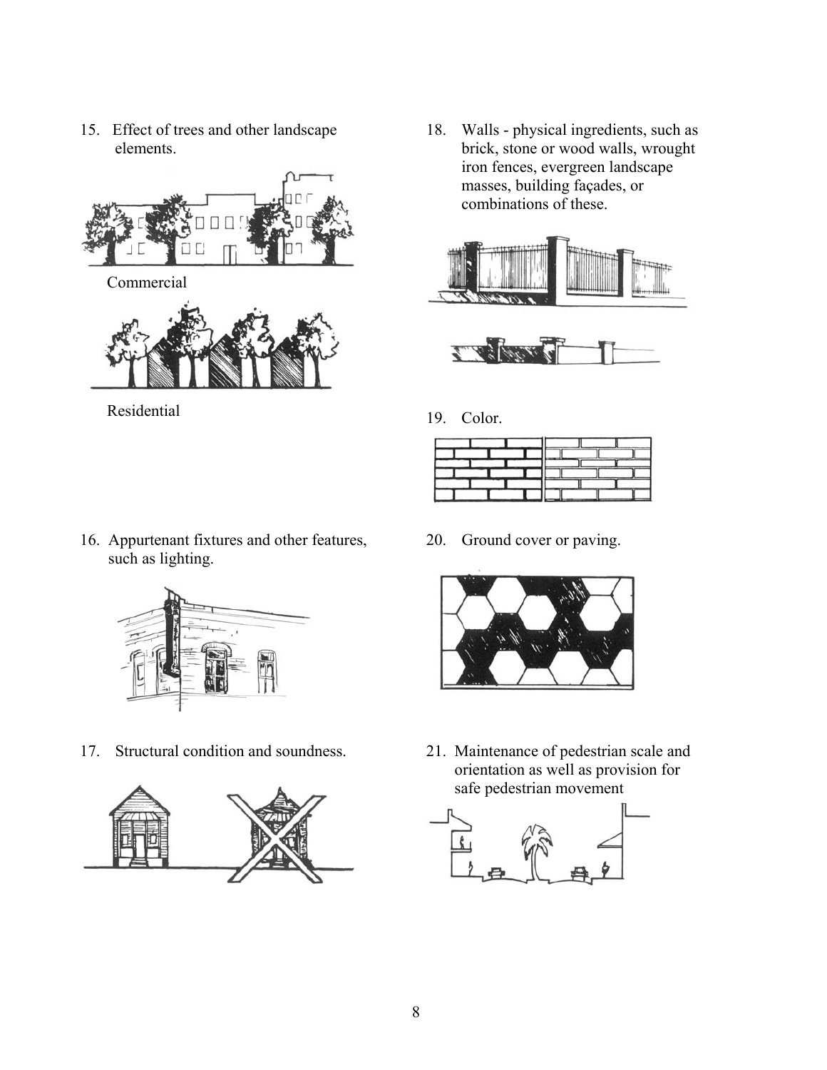15. Effect of trees and other landscape elements.

Commercial

Residential

16. Appurtenant fixtures and other features, such as lighting.

17. Structural condition and soundness.

18. Walls - physical ingredients, such as brick, stone or wood walls, wrought iron fences, evergreen landscape masses, building façades, or combinations of these.

19. Color.

20. Ground cover or paving.

21. Maintenance of pedestrian scale and orientation as well as provision for safe pedestrian movement